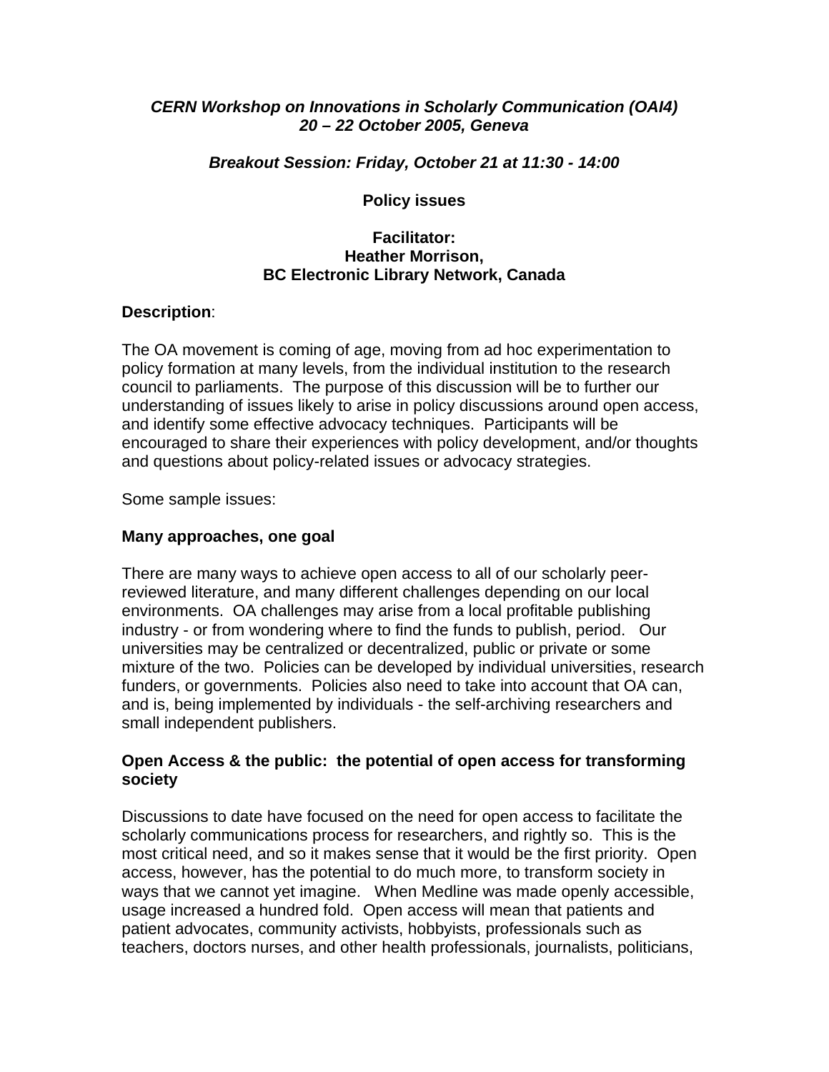***CERN Workshop on Innovations in Scholarly Communication (OAI4)***
***20 – 22 October 2005, Geneva***

***Breakout Session: Friday, October 21 at 11:30 - 14:00***

# Policy issues

**Facilitator:**
**Heather Morrison,**
**BC Electronic Library Network, Canada**

**Description**:

The OA movement is coming of age, moving from ad hoc experimentation to policy formation at many levels, from the individual institution to the research council to parliaments. The purpose of this discussion will be to further our understanding of issues likely to arise in policy discussions around open access, and identify some effective advocacy techniques. Participants will be encouraged to share their experiences with policy development, and/or thoughts and questions about policy-related issues or advocacy strategies.

Some sample issues:

## Many approaches, one goal

There are many ways to achieve open access to all of our scholarly peer-reviewed literature, and many different challenges depending on our local environments. OA challenges may arise from a local profitable publishing industry - or from wondering where to find the funds to publish, period. Our universities may be centralized or decentralized, public or private or some mixture of the two. Policies can be developed by individual universities, research funders, or governments. Policies also need to take into account that OA can, and is, being implemented by individuals - the self-archiving researchers and small independent publishers.

## Open Access & the public: the potential of open access for transforming society

Discussions to date have focused on the need for open access to facilitate the scholarly communications process for researchers, and rightly so. This is the most critical need, and so it makes sense that it would be the first priority. Open access, however, has the potential to do much more, to transform society in ways that we cannot yet imagine. When Medline was made openly accessible, usage increased a hundred fold. Open access will mean that patients and patient advocates, community activists, hobbyists, professionals such as teachers, doctors nurses, and other health professionals, journalists, politicians,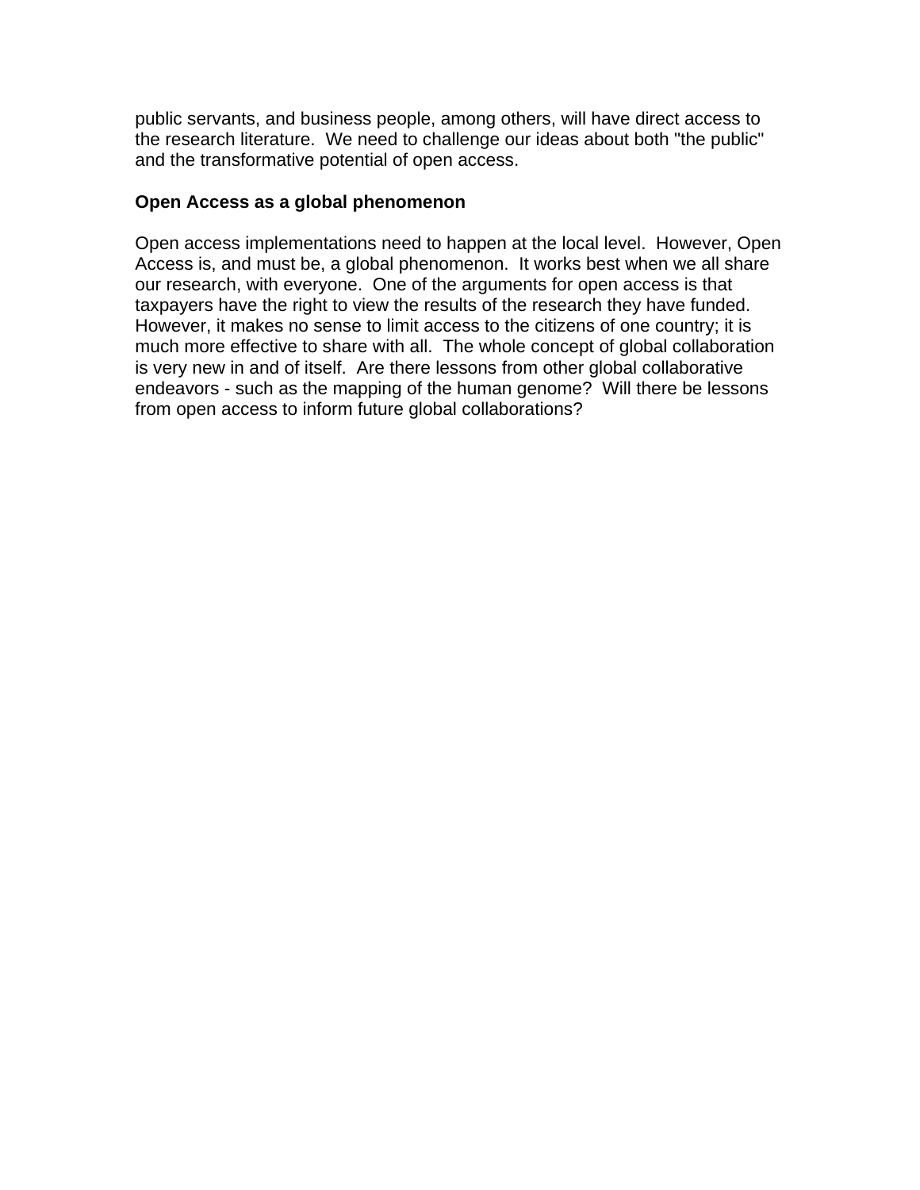public servants, and business people, among others, will have direct access to the research literature. We need to challenge our ideas about both "the public" and the transformative potential of open access.

**Open Access as a global phenomenon**

Open access implementations need to happen at the local level. However, Open Access is, and must be, a global phenomenon. It works best when we all share our research, with everyone. One of the arguments for open access is that taxpayers have the right to view the results of the research they have funded. However, it makes no sense to limit access to the citizens of one country; it is much more effective to share with all. The whole concept of global collaboration is very new in and of itself. Are there lessons from other global collaborative endeavors - such as the mapping of the human genome? Will there be lessons from open access to inform future global collaborations?